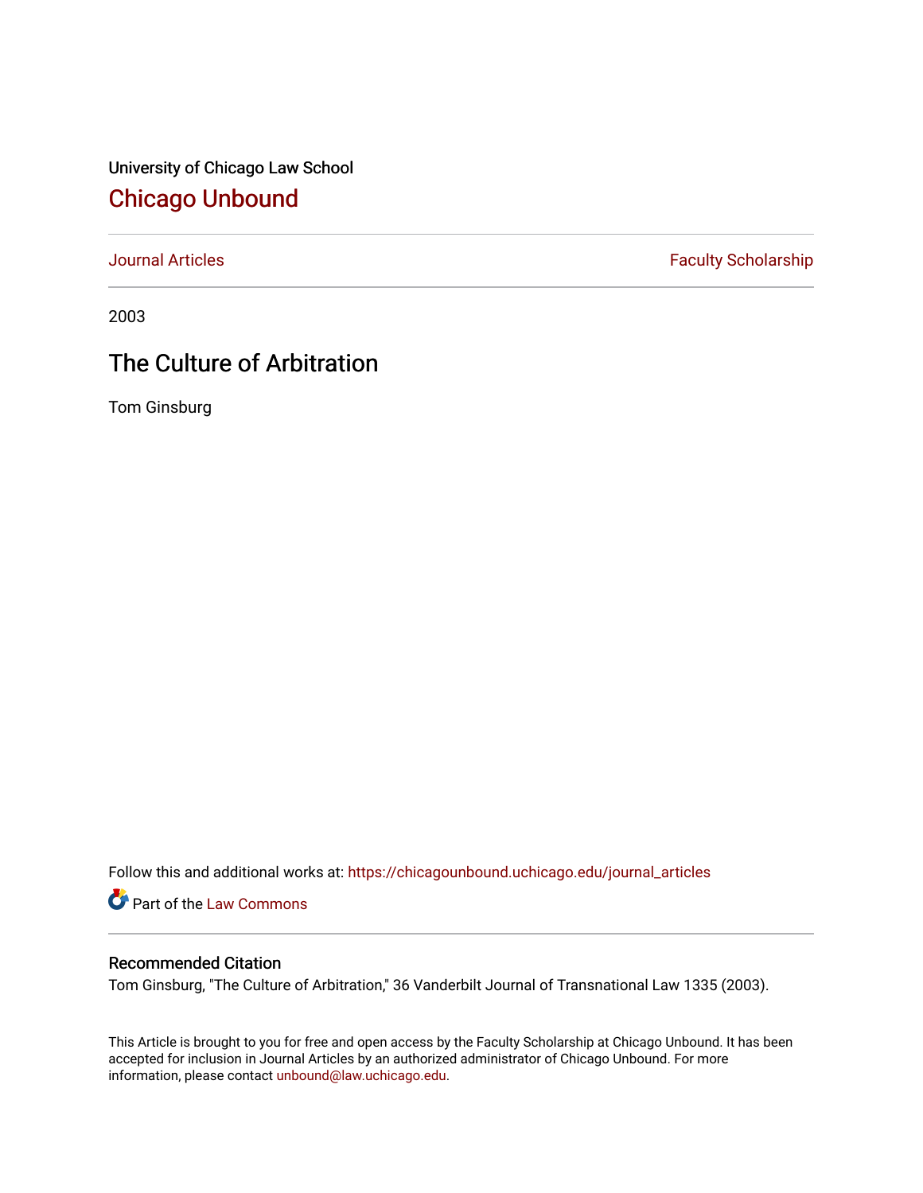University of Chicago Law School

## Chicago Unbound

Journal Articles | Faculty Scholarship

2003

# The Culture of Arbitration

Tom Ginsburg

Follow this and additional works at: https://chicagounbound.uchicago.edu/journal_articles

Part of the Law Commons

### Recommended Citation

Tom Ginsburg, "The Culture of Arbitration," 36 Vanderbilt Journal of Transnational Law 1335 (2003).

This Article is brought to you for free and open access by the Faculty Scholarship at Chicago Unbound. It has been accepted for inclusion in Journal Articles by an authorized administrator of Chicago Unbound. For more information, please contact unbound@law.uchicago.edu.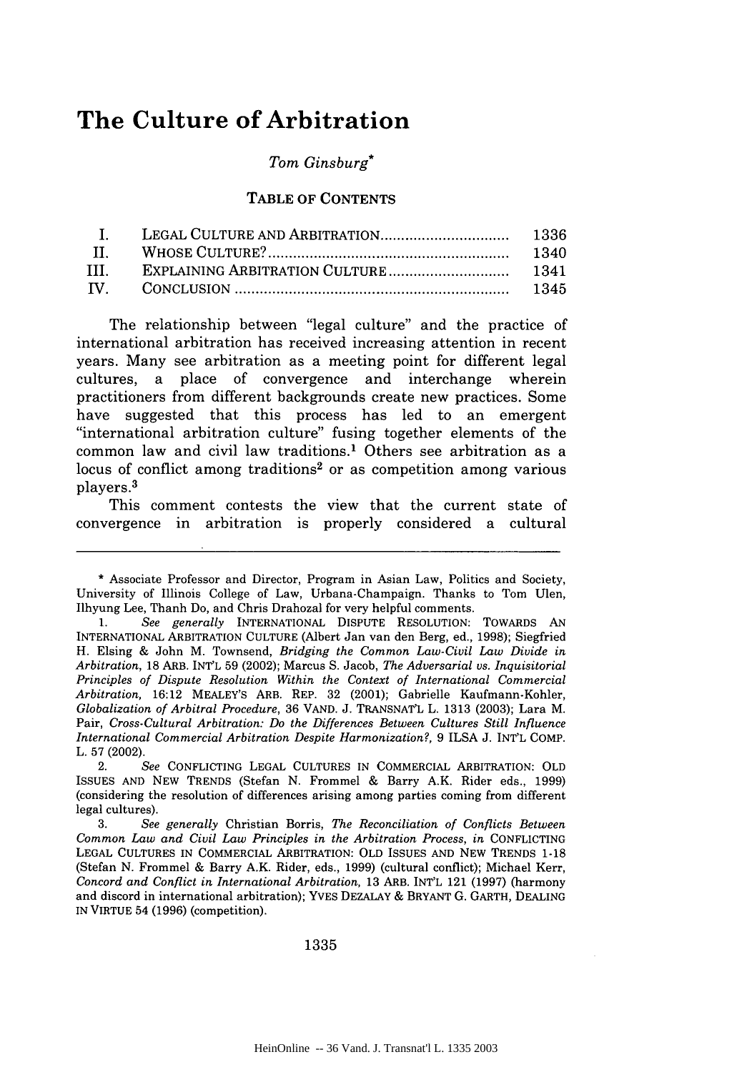# The Culture of Arbitration

*Tom Ginsburg**

TABLE OF CONTENTS

| | | |
|---|---|---|
| I. | LEGAL CULTURE AND ARBITRATION | 1336 |
| II. | WHOSE CULTURE? | 1340 |
| III. | EXPLAINING ARBITRATION CULTURE | 1341 |
| IV. | CONCLUSION | 1345 |

The relationship between "legal culture" and the practice of international arbitration has received increasing attention in recent years. Many see arbitration as a meeting point for different legal cultures, a place of convergence and interchange wherein practitioners from different backgrounds create new practices. Some have suggested that this process has led to an emergent "international arbitration culture" fusing together elements of the common law and civil law traditions.[1] Others see arbitration as a locus of conflict among traditions[2] or as competition among various players.[3]

This comment contests the view that the current state of convergence in arbitration is properly considered a cultural

---

\* Associate Professor and Director, Program in Asian Law, Politics and Society, University of Illinois College of Law, Urbana-Champaign. Thanks to Tom Ulen, Ilhyung Lee, Thanh Do, and Chris Drahozal for very helpful comments.

1. *See generally* INTERNATIONAL DISPUTE RESOLUTION: TOWARDS AN INTERNATIONAL ARBITRATION CULTURE (Albert Jan van den Berg, ed., 1998); Siegfried H. Elsing & John M. Townsend, *Bridging the Common Law-Civil Law Divide in Arbitration*, 18 ARB. INT'L 59 (2002); Marcus S. Jacob, *The Adversarial vs. Inquisitorial Principles of Dispute Resolution Within the Context of International Commercial Arbitration*, 16:12 MEALEY'S ARB. REP. 32 (2001); Gabrielle Kaufmann-Kohler, *Globalization of Arbitral Procedure*, 36 VAND. J. TRANSNAT'L L. 1313 (2003); Lara M. Pair, *Cross-Cultural Arbitration: Do the Differences Between Cultures Still Influence International Commercial Arbitration Despite Harmonization?*, 9 ILSA J. INT'L COMP. L. 57 (2002).

2. *See* CONFLICTING LEGAL CULTURES IN COMMERCIAL ARBITRATION: OLD ISSUES AND NEW TRENDS (Stefan N. Frommel & Barry A.K. Rider eds., 1999) (considering the resolution of differences arising among parties coming from different legal cultures).

3. *See generally* Christian Borris, *The Reconciliation of Conflicts Between Common Law and Civil Law Principles in the Arbitration Process*, *in* CONFLICTING LEGAL CULTURES IN COMMERCIAL ARBITRATION: OLD ISSUES AND NEW TRENDS 1-18 (Stefan N. Frommel & Barry A.K. Rider, eds., 1999) (cultural conflict); Michael Kerr, *Concord and Conflict in International Arbitration*, 13 ARB. INT'L 121 (1997) (harmony and discord in international arbitration); YVES DEZALAY & BRYANT G. GARTH, DEALING IN VIRTUE 54 (1996) (competition).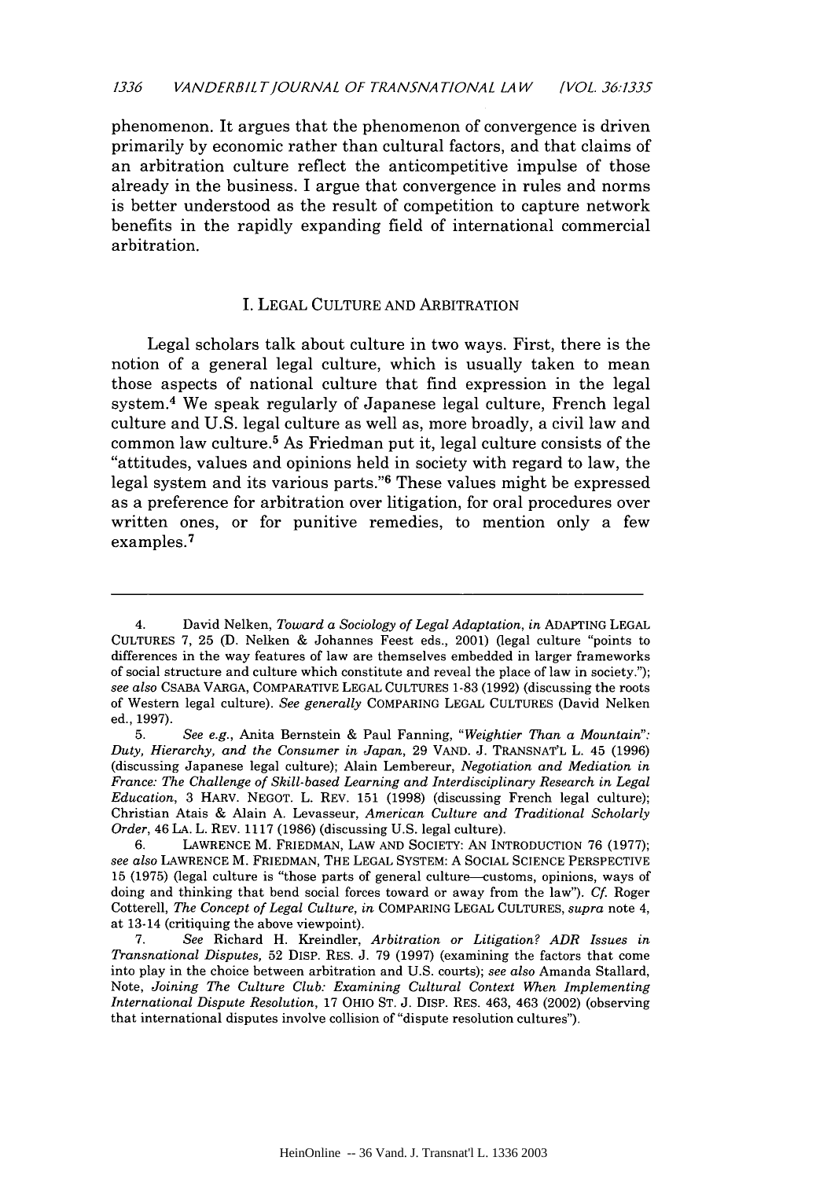phenomenon. It argues that the phenomenon of convergence is driven primarily by economic rather than cultural factors, and that claims of an arbitration culture reflect the anticompetitive impulse of those already in the business. I argue that convergence in rules and norms is better understood as the result of competition to capture network benefits in the rapidly expanding field of international commercial arbitration.

## I. LEGAL CULTURE AND ARBITRATION

Legal scholars talk about culture in two ways. First, there is the notion of a general legal culture, which is usually taken to mean those aspects of national culture that find expression in the legal system.[4] We speak regularly of Japanese legal culture, French legal culture and U.S. legal culture as well as, more broadly, a civil law and common law culture.[5] As Friedman put it, legal culture consists of the "attitudes, values and opinions held in society with regard to law, the legal system and its various parts."[6] These values might be expressed as a preference for arbitration over litigation, for oral procedures over written ones, or for punitive remedies, to mention only a few examples.[7]

---

4. David Nelken, *Toward a Sociology of Legal Adaptation*, *in* ADAPTING LEGAL CULTURES 7, 25 (D. Nelken & Johannes Feest eds., 2001) (legal culture "points to differences in the way features of law are themselves embedded in larger frameworks of social structure and culture which constitute and reveal the place of law in society."); *see also* CSABA VARGA, COMPARATIVE LEGAL CULTURES 1-83 (1992) (discussing the roots of Western legal culture). *See generally* COMPARING LEGAL CULTURES (David Nelken ed., 1997).

5. *See e.g.*, Anita Bernstein & Paul Fanning, *"Weightier Than a Mountain": Duty, Hierarchy, and the Consumer in Japan*, 29 VAND. J. TRANSNAT'L L. 45 (1996) (discussing Japanese legal culture); Alain Lembereur, *Negotiation and Mediation in France: The Challenge of Skill-based Learning and Interdisciplinary Research in Legal Education*, 3 HARV. NEGOT. L. REV. 151 (1998) (discussing French legal culture); Christian Atais & Alain A. Levasseur, *American Culture and Traditional Scholarly Order*, 46 LA. L. REV. 1117 (1986) (discussing U.S. legal culture).

6. LAWRENCE M. FRIEDMAN, LAW AND SOCIETY: AN INTRODUCTION 76 (1977); *see also* LAWRENCE M. FRIEDMAN, THE LEGAL SYSTEM: A SOCIAL SCIENCE PERSPECTIVE 15 (1975) (legal culture is "those parts of general culture—customs, opinions, ways of doing and thinking that bend social forces toward or away from the law"). *Cf.* Roger Cotterell, *The Concept of Legal Culture*, *in* COMPARING LEGAL CULTURES, *supra* note 4, at 13-14 (critiquing the above viewpoint).

7. *See* Richard H. Kreindler, *Arbitration or Litigation? ADR Issues in Transnational Disputes*, 52 DISP. RES. J. 79 (1997) (examining the factors that come into play in the choice between arbitration and U.S. courts); *see also* Amanda Stallard, Note, *Joining The Culture Club: Examining Cultural Context When Implementing International Dispute Resolution*, 17 OHIO ST. J. DISP. RES. 463, 463 (2002) (observing that international disputes involve collision of "dispute resolution cultures").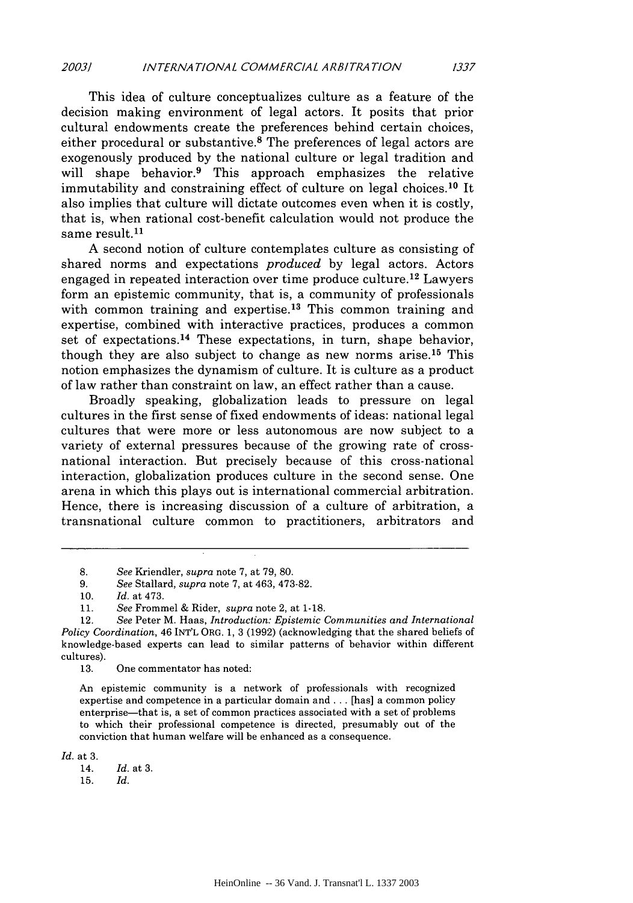This idea of culture conceptualizes culture as a feature of the decision making environment of legal actors. It posits that prior cultural endowments create the preferences behind certain choices, either procedural or substantive.[8] The preferences of legal actors are exogenously produced by the national culture or legal tradition and will shape behavior.[9] This approach emphasizes the relative immutability and constraining effect of culture on legal choices.[10] It also implies that culture will dictate outcomes even when it is costly, that is, when rational cost-benefit calculation would not produce the same result.[11]

A second notion of culture contemplates culture as consisting of shared norms and expectations *produced* by legal actors. Actors engaged in repeated interaction over time produce culture.[12] Lawyers form an epistemic community, that is, a community of professionals with common training and expertise.[13] This common training and expertise, combined with interactive practices, produces a common set of expectations.[14] These expectations, in turn, shape behavior, though they are also subject to change as new norms arise.[15] This notion emphasizes the dynamism of culture. It is culture as a product of law rather than constraint on law, an effect rather than a cause.

Broadly speaking, globalization leads to pressure on legal cultures in the first sense of fixed endowments of ideas: national legal cultures that were more or less autonomous are now subject to a variety of external pressures because of the growing rate of cross-national interaction. But precisely because of this cross-national interaction, globalization produces culture in the second sense. One arena in which this plays out is international commercial arbitration. Hence, there is increasing discussion of a culture of arbitration, a transnational culture common to practitioners, arbitrators and

---

8. *See* Kriendler, *supra* note 7, at 79, 80.

9. *See* Stallard, *supra* note 7, at 463, 473-82.

10. *Id.* at 473.

11. *See* Frommel & Rider, *supra* note 2, at 1-18.

12. *See* Peter M. Haas, *Introduction: Epistemic Communities and International Policy Coordination*, 46 INT'L ORG. 1, 3 (1992) (acknowledging that the shared beliefs of knowledge-based experts can lead to similar patterns of behavior within different cultures).

13. One commentator has noted:

> An epistemic community is a network of professionals with recognized expertise and competence in a particular domain and . . . [has] a common policy enterprise—that is, a set of common practices associated with a set of problems to which their professional competence is directed, presumably out of the conviction that human welfare will be enhanced as a consequence.

*Id.* at 3.

14. *Id.* at 3.

15. *Id.*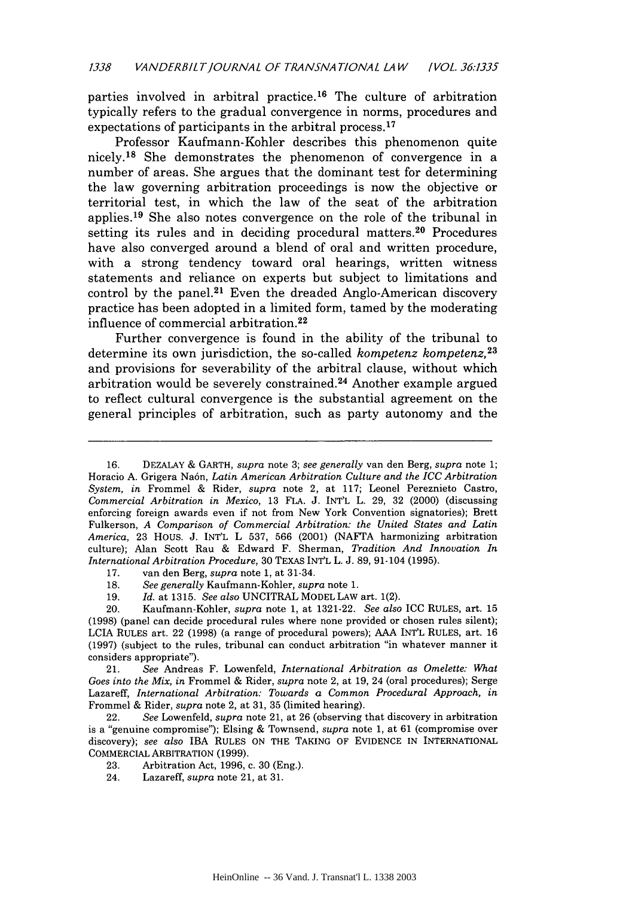parties involved in arbitral practice.[16] The culture of arbitration typically refers to the gradual convergence in norms, procedures and expectations of participants in the arbitral process.[17]

Professor Kaufmann-Kohler describes this phenomenon quite nicely.[18] She demonstrates the phenomenon of convergence in a number of areas. She argues that the dominant test for determining the law governing arbitration proceedings is now the objective or territorial test, in which the law of the seat of the arbitration applies.[19] She also notes convergence on the role of the tribunal in setting its rules and in deciding procedural matters.[20] Procedures have also converged around a blend of oral and written procedure, with a strong tendency toward oral hearings, written witness statements and reliance on experts but subject to limitations and control by the panel.[21] Even the dreaded Anglo-American discovery practice has been adopted in a limited form, tamed by the moderating influence of commercial arbitration.[22]

Further convergence is found in the ability of the tribunal to determine its own jurisdiction, the so-called *kompetenz kompetenz*,[23] and provisions for severability of the arbitral clause, without which arbitration would be severely constrained.[24] Another example argued to reflect cultural convergence is the substantial agreement on the general principles of arbitration, such as party autonomy and the

---

16. DEZALAY & GARTH, *supra* note 3; *see generally* van den Berg, *supra* note 1; Horacio A. Grigera Naón, *Latin American Arbitration Culture and the ICC Arbitration System*, *in* Frommel & Rider, *supra* note 2, at 117; Leonel Pereznieto Castro, *Commercial Arbitration in Mexico*, 13 FLA. J. INT'L L. 29, 32 (2000) (discussing enforcing foreign awards even if not from New York Convention signatories); Brett Fulkerson, *A Comparison of Commercial Arbitration: the United States and Latin America*, 23 HOUS. J. INT'L L 537, 566 (2001) (NAFTA harmonizing arbitration culture); Alan Scott Rau & Edward F. Sherman, *Tradition And Innovation In International Arbitration Procedure*, 30 TEXAS INT'L L. J. 89, 91-104 (1995).

17. van den Berg, *supra* note 1, at 31-34.

18. *See generally* Kaufmann-Kohler, *supra* note 1.

19. *Id.* at 1315. *See also* UNCITRAL MODEL LAW art. 1(2).

20. Kaufmann-Kohler, *supra* note 1, at 1321-22. *See also* ICC RULES, art. 15 (1998) (panel can decide procedural rules where none provided or chosen rules silent); LCIA RULES art. 22 (1998) (a range of procedural powers); AAA INT'L RULES, art. 16 (1997) (subject to the rules, tribunal can conduct arbitration "in whatever manner it considers appropriate").

21. *See* Andreas F. Lowenfeld, *International Arbitration as Omelette: What Goes into the Mix*, *in* Frommel & Rider, *supra* note 2, at 19, 24 (oral procedures); Serge Lazareff, *International Arbitration: Towards a Common Procedural Approach*, *in* Frommel & Rider, *supra* note 2, at 31, 35 (limited hearing).

22. *See* Lowenfeld, *supra* note 21, at 26 (observing that discovery in arbitration is a "genuine compromise"); Elsing & Townsend, *supra* note 1, at 61 (compromise over discovery); *see also* IBA RULES ON THE TAKING OF EVIDENCE IN INTERNATIONAL COMMERCIAL ARBITRATION (1999).

23. Arbitration Act, 1996, c. 30 (Eng.).

24. Lazareff, *supra* note 21, at 31.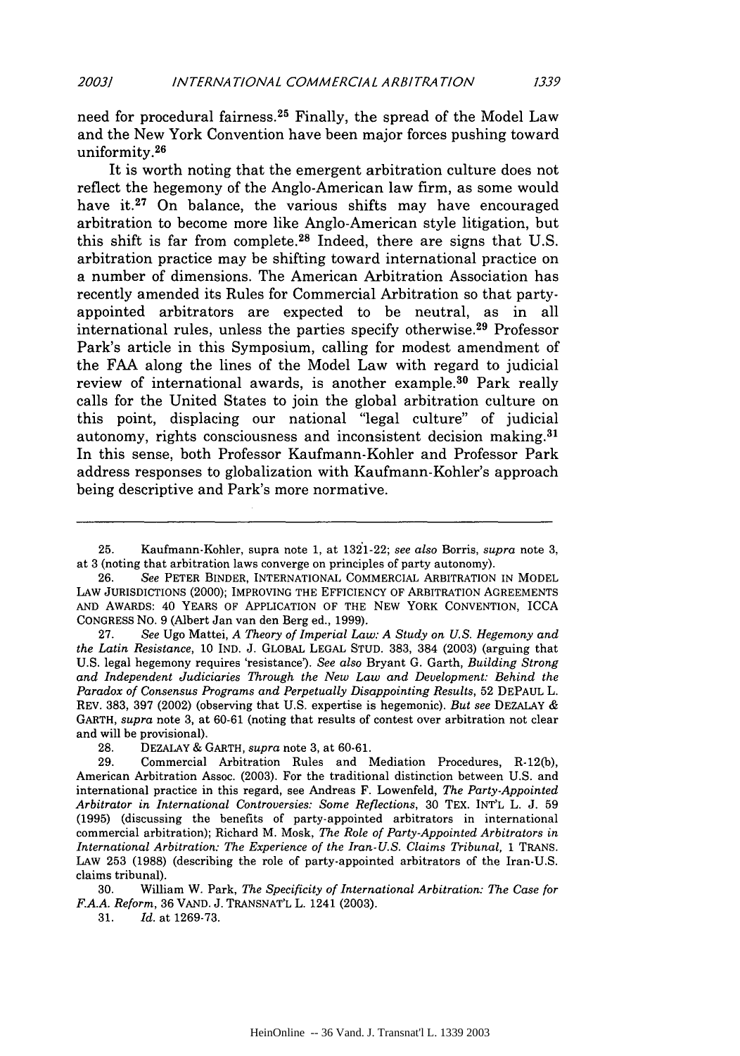need for procedural fairness.[25] Finally, the spread of the Model Law and the New York Convention have been major forces pushing toward uniformity.[26]

It is worth noting that the emergent arbitration culture does not reflect the hegemony of the Anglo-American law firm, as some would have it.[27] On balance, the various shifts may have encouraged arbitration to become more like Anglo-American style litigation, but this shift is far from complete.[28] Indeed, there are signs that U.S. arbitration practice may be shifting toward international practice on a number of dimensions. The American Arbitration Association has recently amended its Rules for Commercial Arbitration so that party-appointed arbitrators are expected to be neutral, as in all international rules, unless the parties specify otherwise.[29] Professor Park's article in this Symposium, calling for modest amendment of the FAA along the lines of the Model Law with regard to judicial review of international awards, is another example.[30] Park really calls for the United States to join the global arbitration culture on this point, displacing our national "legal culture" of judicial autonomy, rights consciousness and inconsistent decision making.[31] In this sense, both Professor Kaufmann-Kohler and Professor Park address responses to globalization with Kaufmann-Kohler's approach being descriptive and Park's more normative.

---

25. Kaufmann-Kohler, supra note 1, at 1321-22; *see also* Borris, *supra* note 3, at 3 (noting that arbitration laws converge on principles of party autonomy).

26. *See* PETER BINDER, INTERNATIONAL COMMERCIAL ARBITRATION IN MODEL LAW JURISDICTIONS (2000); IMPROVING THE EFFICIENCY OF ARBITRATION AGREEMENTS AND AWARDS: 40 YEARS OF APPLICATION OF THE NEW YORK CONVENTION, ICCA CONGRESS NO. 9 (Albert Jan van den Berg ed., 1999).

27. *See* Ugo Mattei, *A Theory of Imperial Law: A Study on U.S. Hegemony and the Latin Resistance*, 10 IND. J. GLOBAL LEGAL STUD. 383, 384 (2003) (arguing that U.S. legal hegemony requires 'resistance'). *See also* Bryant G. Garth, *Building Strong and Independent Judiciaries Through the New Law and Development: Behind the Paradox of Consensus Programs and Perpetually Disappointing Results*, 52 DEPAUL L. REV. 383, 397 (2002) (observing that U.S. expertise is hegemonic). *But see* DEZALAY & GARTH, *supra* note 3, at 60-61 (noting that results of contest over arbitration not clear and will be provisional).

28. DEZALAY & GARTH, *supra* note 3, at 60-61.

29. Commercial Arbitration Rules and Mediation Procedures, R-12(b), American Arbitration Assoc. (2003). For the traditional distinction between U.S. and international practice in this regard, see Andreas F. Lowenfeld, *The Party-Appointed Arbitrator in International Controversies: Some Reflections*, 30 TEX. INT'L L. J. 59 (1995) (discussing the benefits of party-appointed arbitrators in international commercial arbitration); Richard M. Mosk, *The Role of Party-Appointed Arbitrators in International Arbitration: The Experience of the Iran-U.S. Claims Tribunal*, 1 TRANS. LAW 253 (1988) (describing the role of party-appointed arbitrators of the Iran-U.S. claims tribunal).

30. William W. Park, *The Specificity of International Arbitration: The Case for F.A.A. Reform*, 36 VAND. J. TRANSNAT'L L. 1241 (2003).

31. *Id.* at 1269-73.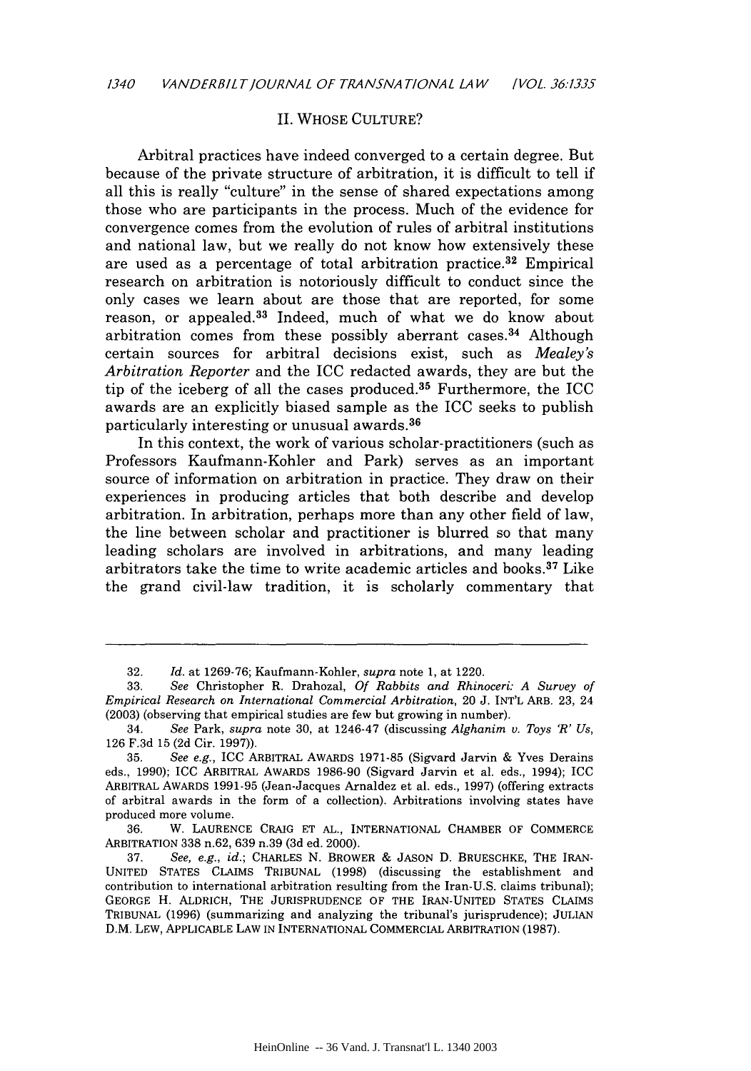## II. WHOSE CULTURE?

Arbitral practices have indeed converged to a certain degree. But because of the private structure of arbitration, it is difficult to tell if all this is really "culture" in the sense of shared expectations among those who are participants in the process. Much of the evidence for convergence comes from the evolution of rules of arbitral institutions and national law, but we really do not know how extensively these are used as a percentage of total arbitration practice.[32] Empirical research on arbitration is notoriously difficult to conduct since the only cases we learn about are those that are reported, for some reason, or appealed.[33] Indeed, much of what we do know about arbitration comes from these possibly aberrant cases.[34] Although certain sources for arbitral decisions exist, such as *Mealey's Arbitration Reporter* and the ICC redacted awards, they are but the tip of the iceberg of all the cases produced.[35] Furthermore, the ICC awards are an explicitly biased sample as the ICC seeks to publish particularly interesting or unusual awards.[36]

In this context, the work of various scholar-practitioners (such as Professors Kaufmann-Kohler and Park) serves as an important source of information on arbitration in practice. They draw on their experiences in producing articles that both describe and develop arbitration. In arbitration, perhaps more than any other field of law, the line between scholar and practitioner is blurred so that many leading scholars are involved in arbitrations, and many leading arbitrators take the time to write academic articles and books.[37] Like the grand civil-law tradition, it is scholarly commentary that

---

32. *Id.* at 1269-76; Kaufmann-Kohler, *supra* note 1, at 1220.

33. *See* Christopher R. Drahozal, *Of Rabbits and Rhinoceri: A Survey of Empirical Research on International Commercial Arbitration*, 20 J. INT'L ARB. 23, 24 (2003) (observing that empirical studies are few but growing in number).

34. *See* Park, *supra* note 30, at 1246-47 (discussing *Alghanim v. Toys 'R' Us*, 126 F.3d 15 (2d Cir. 1997)).

35. *See e.g.*, ICC ARBITRAL AWARDS 1971-85 (Sigvard Jarvin & Yves Derains eds., 1990); ICC ARBITRAL AWARDS 1986-90 (Sigvard Jarvin et al. eds., 1994); ICC ARBITRAL AWARDS 1991-95 (Jean-Jacques Arnaldez et al. eds., 1997) (offering extracts of arbitral awards in the form of a collection). Arbitrations involving states have produced more volume.

36. W. LAURENCE CRAIG ET AL., INTERNATIONAL CHAMBER OF COMMERCE ARBITRATION 338 n.62, 639 n.39 (3d ed. 2000).

37. *See, e.g.*, *id.*; CHARLES N. BROWER & JASON D. BRUESCHKE, THE IRAN-UNITED STATES CLAIMS TRIBUNAL (1998) (discussing the establishment and contribution to international arbitration resulting from the Iran-U.S. claims tribunal); GEORGE H. ALDRICH, THE JURISPRUDENCE OF THE IRAN-UNITED STATES CLAIMS TRIBUNAL (1996) (summarizing and analyzing the tribunal's jurisprudence); JULIAN D.M. LEW, APPLICABLE LAW IN INTERNATIONAL COMMERCIAL ARBITRATION (1987).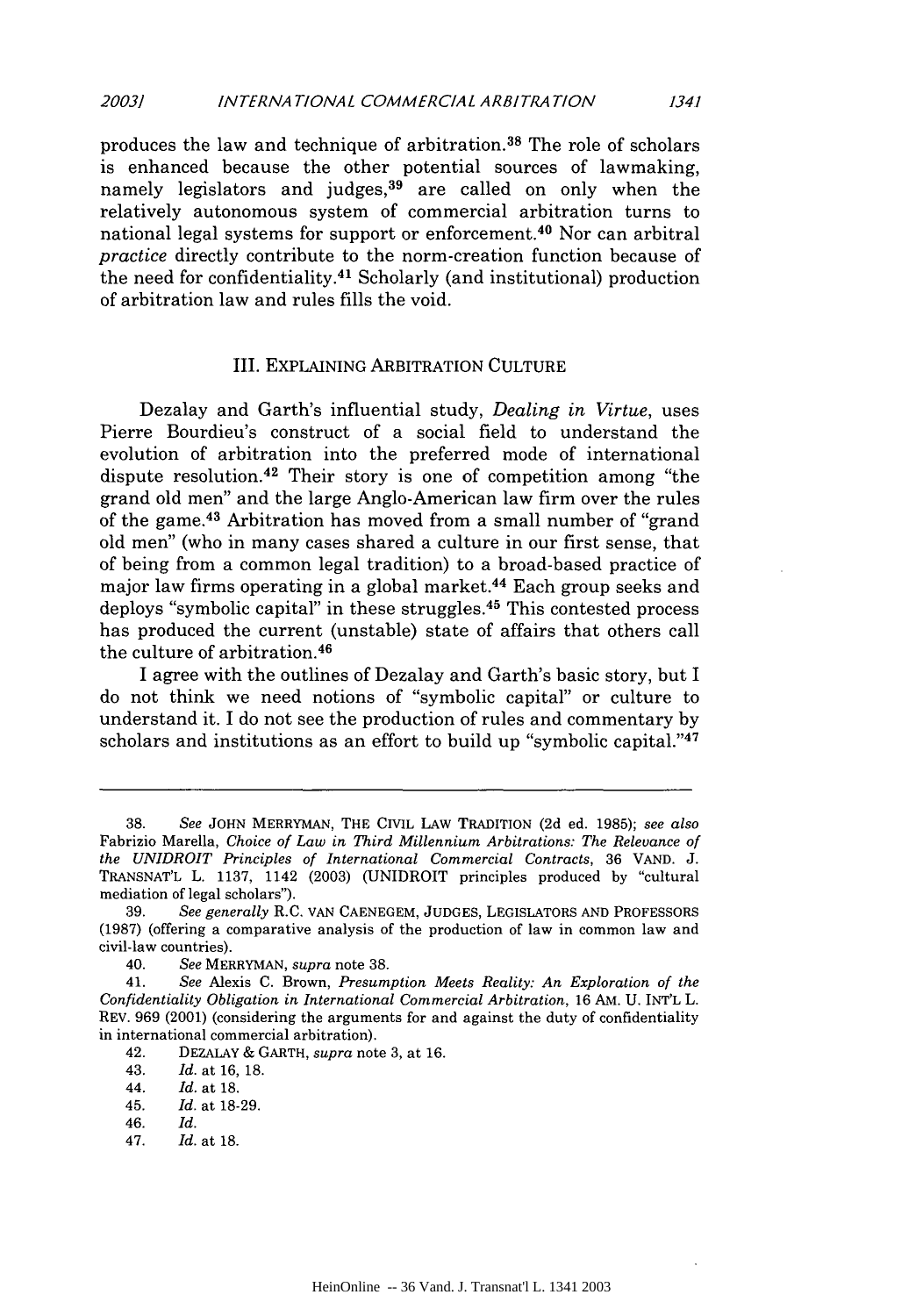produces the law and technique of arbitration.[38] The role of scholars is enhanced because the other potential sources of lawmaking, namely legislators and judges,[39] are called on only when the relatively autonomous system of commercial arbitration turns to national legal systems for support or enforcement.[40] Nor can arbitral *practice* directly contribute to the norm-creation function because of the need for confidentiality.[41] Scholarly (and institutional) production of arbitration law and rules fills the void.

## III. EXPLAINING ARBITRATION CULTURE

Dezalay and Garth's influential study, *Dealing in Virtue*, uses Pierre Bourdieu's construct of a social field to understand the evolution of arbitration into the preferred mode of international dispute resolution.[42] Their story is one of competition among "the grand old men" and the large Anglo-American law firm over the rules of the game.[43] Arbitration has moved from a small number of "grand old men" (who in many cases shared a culture in our first sense, that of being from a common legal tradition) to a broad-based practice of major law firms operating in a global market.[44] Each group seeks and deploys "symbolic capital" in these struggles.[45] This contested process has produced the current (unstable) state of affairs that others call the culture of arbitration.[46]

I agree with the outlines of Dezalay and Garth's basic story, but I do not think we need notions of "symbolic capital" or culture to understand it. I do not see the production of rules and commentary by scholars and institutions as an effort to build up "symbolic capital."[47]

---

38. *See* JOHN MERRYMAN, THE CIVIL LAW TRADITION (2d ed. 1985); *see also* Fabrizio Marella, *Choice of Law in Third Millennium Arbitrations: The Relevance of the UNIDROIT Principles of International Commercial Contracts*, 36 VAND. J. TRANSNAT'L L. 1137, 1142 (2003) (UNIDROIT principles produced by "cultural mediation of legal scholars").

39. *See generally* R.C. VAN CAENEGEM, JUDGES, LEGISLATORS AND PROFESSORS (1987) (offering a comparative analysis of the production of law in common law and civil-law countries).

40. *See* MERRYMAN, *supra* note 38.

41. *See* Alexis C. Brown, *Presumption Meets Reality: An Exploration of the Confidentiality Obligation in International Commercial Arbitration*, 16 AM. U. INT'L L. REV. 969 (2001) (considering the arguments for and against the duty of confidentiality in international commercial arbitration).

42. DEZALAY & GARTH, *supra* note 3, at 16.

43. *Id.* at 16, 18.

44. *Id.* at 18.

45. *Id.* at 18-29.

46. *Id.*

47. *Id.* at 18.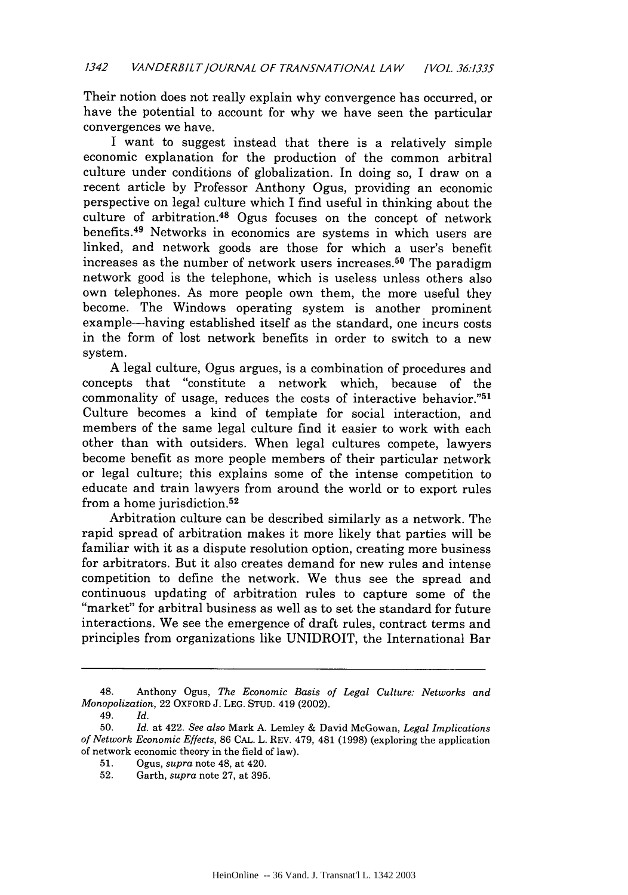Their notion does not really explain why convergence has occurred, or have the potential to account for why we have seen the particular convergences we have.

I want to suggest instead that there is a relatively simple economic explanation for the production of the common arbitral culture under conditions of globalization. In doing so, I draw on a recent article by Professor Anthony Ogus, providing an economic perspective on legal culture which I find useful in thinking about the culture of arbitration.[48] Ogus focuses on the concept of network benefits.[49] Networks in economics are systems in which users are linked, and network goods are those for which a user's benefit increases as the number of network users increases.[50] The paradigm network good is the telephone, which is useless unless others also own telephones. As more people own them, the more useful they become. The Windows operating system is another prominent example—having established itself as the standard, one incurs costs in the form of lost network benefits in order to switch to a new system.

A legal culture, Ogus argues, is a combination of procedures and concepts that "constitute a network which, because of the commonality of usage, reduces the costs of interactive behavior."[51] Culture becomes a kind of template for social interaction, and members of the same legal culture find it easier to work with each other than with outsiders. When legal cultures compete, lawyers become benefit as more people members of their particular network or legal culture; this explains some of the intense competition to educate and train lawyers from around the world or to export rules from a home jurisdiction.[52]

Arbitration culture can be described similarly as a network. The rapid spread of arbitration makes it more likely that parties will be familiar with it as a dispute resolution option, creating more business for arbitrators. But it also creates demand for new rules and intense competition to define the network. We thus see the spread and continuous updating of arbitration rules to capture some of the "market" for arbitral business as well as to set the standard for future interactions. We see the emergence of draft rules, contract terms and principles from organizations like UNIDROIT, the International Bar

---

48. Anthony Ogus, *The Economic Basis of Legal Culture: Networks and Monopolization*, 22 OXFORD J. LEG. STUD. 419 (2002).

49. *Id.*

50. *Id.* at 422. *See also* Mark A. Lemley & David McGowan, *Legal Implications of Network Economic Effects*, 86 CAL. L. REV. 479, 481 (1998) (exploring the application of network economic theory in the field of law).

51. Ogus, *supra* note 48, at 420.

52. Garth, *supra* note 27, at 395.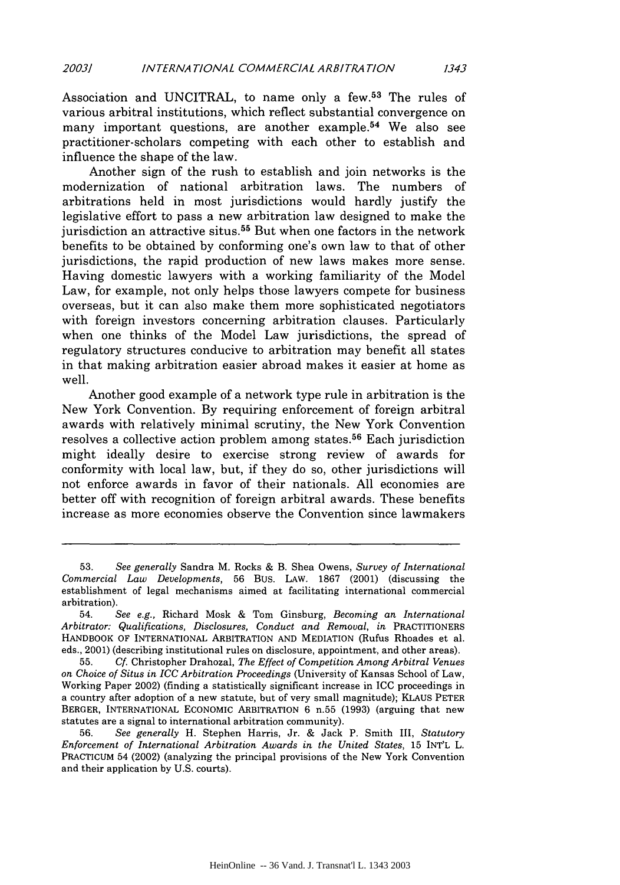Association and UNCITRAL, to name only a few.[53] The rules of various arbitral institutions, which reflect substantial convergence on many important questions, are another example.[54] We also see practitioner-scholars competing with each other to establish and influence the shape of the law.

Another sign of the rush to establish and join networks is the modernization of national arbitration laws. The numbers of arbitrations held in most jurisdictions would hardly justify the legislative effort to pass a new arbitration law designed to make the jurisdiction an attractive situs.[55] But when one factors in the network benefits to be obtained by conforming one's own law to that of other jurisdictions, the rapid production of new laws makes more sense. Having domestic lawyers with a working familiarity of the Model Law, for example, not only helps those lawyers compete for business overseas, but it can also make them more sophisticated negotiators with foreign investors concerning arbitration clauses. Particularly when one thinks of the Model Law jurisdictions, the spread of regulatory structures conducive to arbitration may benefit all states in that making arbitration easier abroad makes it easier at home as well.

Another good example of a network type rule in arbitration is the New York Convention. By requiring enforcement of foreign arbitral awards with relatively minimal scrutiny, the New York Convention resolves a collective action problem among states.[56] Each jurisdiction might ideally desire to exercise strong review of awards for conformity with local law, but, if they do so, other jurisdictions will not enforce awards in favor of their nationals. All economies are better off with recognition of foreign arbitral awards. These benefits increase as more economies observe the Convention since lawmakers

---

53. *See generally* Sandra M. Rocks & B. Shea Owens, *Survey of International Commercial Law Developments*, 56 BUS. LAW. 1867 (2001) (discussing the establishment of legal mechanisms aimed at facilitating international commercial arbitration).

54. *See e.g.*, Richard Mosk & Tom Ginsburg, *Becoming an International Arbitrator: Qualifications, Disclosures, Conduct and Removal*, *in* PRACTITIONERS HANDBOOK OF INTERNATIONAL ARBITRATION AND MEDIATION (Rufus Rhoades et al. eds., 2001) (describing institutional rules on disclosure, appointment, and other areas).

55. *Cf.* Christopher Drahozal, *The Effect of Competition Among Arbitral Venues on Choice of Situs in ICC Arbitration Proceedings* (University of Kansas School of Law, Working Paper 2002) (finding a statistically significant increase in ICC proceedings in a country after adoption of a new statute, but of very small magnitude); KLAUS PETER BERGER, INTERNATIONAL ECONOMIC ARBITRATION 6 n.55 (1993) (arguing that new statutes are a signal to international arbitration community).

56. *See generally* H. Stephen Harris, Jr. & Jack P. Smith III, *Statutory Enforcement of International Arbitration Awards in the United States*, 15 INT'L L. PRACTICUM 54 (2002) (analyzing the principal provisions of the New York Convention and their application by U.S. courts).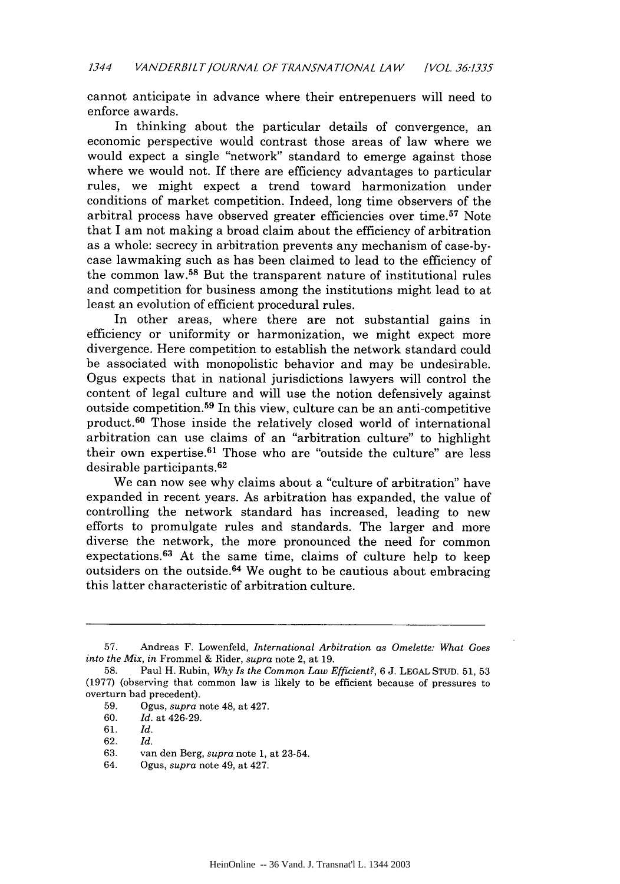cannot anticipate in advance where their entrepenuers will need to enforce awards.

In thinking about the particular details of convergence, an economic perspective would contrast those areas of law where we would expect a single "network" standard to emerge against those where we would not. If there are efficiency advantages to particular rules, we might expect a trend toward harmonization under conditions of market competition. Indeed, long time observers of the arbitral process have observed greater efficiencies over time.[57] Note that I am not making a broad claim about the efficiency of arbitration as a whole: secrecy in arbitration prevents any mechanism of case-by-case lawmaking such as has been claimed to lead to the efficiency of the common law.[58] But the transparent nature of institutional rules and competition for business among the institutions might lead to at least an evolution of efficient procedural rules.

In other areas, where there are not substantial gains in efficiency or uniformity or harmonization, we might expect more divergence. Here competition to establish the network standard could be associated with monopolistic behavior and may be undesirable. Ogus expects that in national jurisdictions lawyers will control the content of legal culture and will use the notion defensively against outside competition.[59] In this view, culture can be an anti-competitive product.[60] Those inside the relatively closed world of international arbitration can use claims of an "arbitration culture" to highlight their own expertise.[61] Those who are "outside the culture" are less desirable participants.[62]

We can now see why claims about a "culture of arbitration" have expanded in recent years. As arbitration has expanded, the value of controlling the network standard has increased, leading to new efforts to promulgate rules and standards. The larger and more diverse the network, the more pronounced the need for common expectations.[63] At the same time, claims of culture help to keep outsiders on the outside.[64] We ought to be cautious about embracing this latter characteristic of arbitration culture.

---

57. Andreas F. Lowenfeld, *International Arbitration as Omelette: What Goes into the Mix*, *in* Frommel & Rider, *supra* note 2, at 19.

58. Paul H. Rubin, *Why Is the Common Law Efficient?*, 6 J. LEGAL STUD. 51, 53 (1977) (observing that common law is likely to be efficient because of pressures to overturn bad precedent).

59. Ogus, *supra* note 48, at 427.

60. *Id.* at 426-29.

61. *Id.*

62. *Id.*

63. van den Berg, *supra* note 1, at 23-54.

64. Ogus, *supra* note 49, at 427.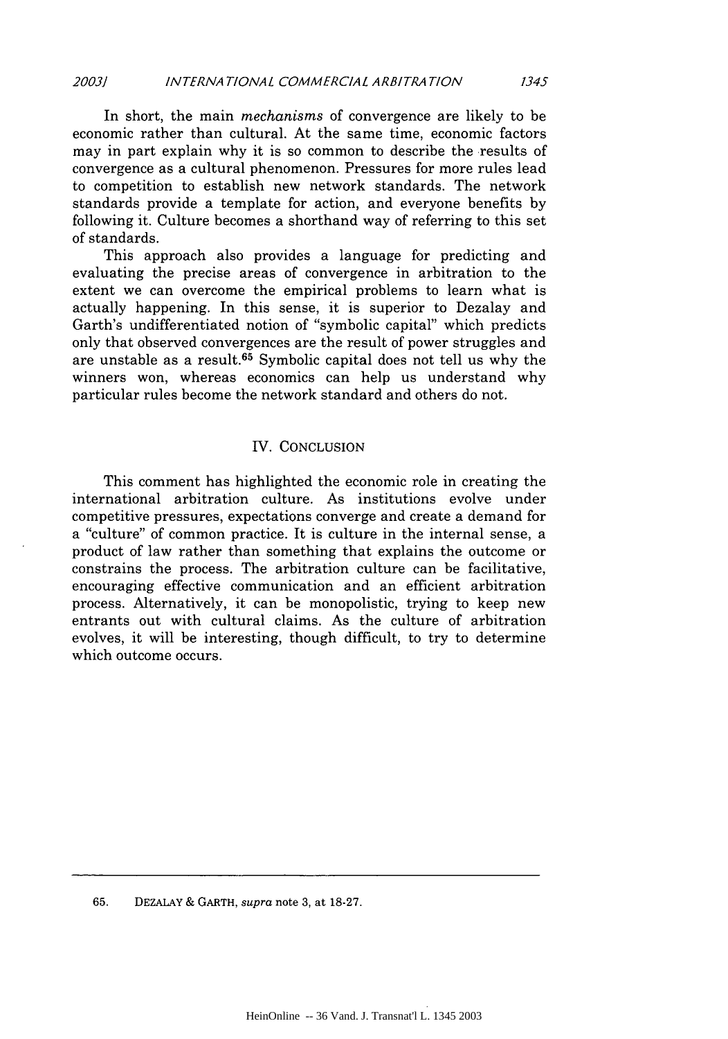In short, the main *mechanisms* of convergence are likely to be economic rather than cultural. At the same time, economic factors may in part explain why it is so common to describe the results of convergence as a cultural phenomenon. Pressures for more rules lead to competition to establish new network standards. The network standards provide a template for action, and everyone benefits by following it. Culture becomes a shorthand way of referring to this set of standards.

This approach also provides a language for predicting and evaluating the precise areas of convergence in arbitration to the extent we can overcome the empirical problems to learn what is actually happening. In this sense, it is superior to Dezalay and Garth's undifferentiated notion of "symbolic capital" which predicts only that observed convergences are the result of power struggles and are unstable as a result.[65] Symbolic capital does not tell us why the winners won, whereas economics can help us understand why particular rules become the network standard and others do not.

## IV. CONCLUSION

This comment has highlighted the economic role in creating the international arbitration culture. As institutions evolve under competitive pressures, expectations converge and create a demand for a "culture" of common practice. It is culture in the internal sense, a product of law rather than something that explains the outcome or constrains the process. The arbitration culture can be facilitative, encouraging effective communication and an efficient arbitration process. Alternatively, it can be monopolistic, trying to keep new entrants out with cultural claims. As the culture of arbitration evolves, it will be interesting, though difficult, to try to determine which outcome occurs.

---

65. DEZALAY & GARTH, *supra* note 3, at 18-27.